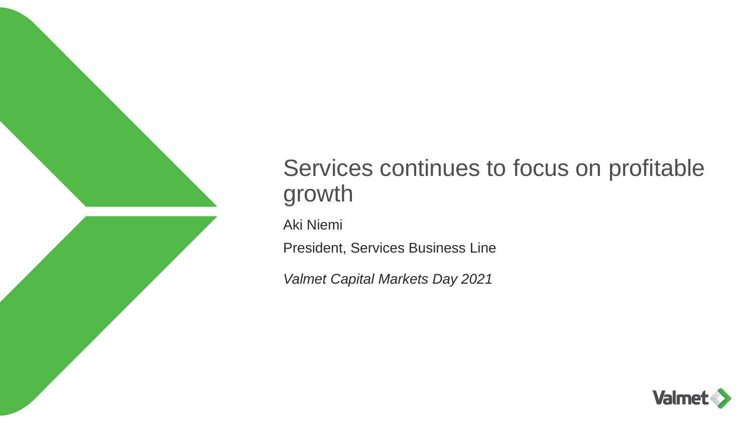# Services continues to focus on profitable growth

Aki Niemi

President, Services Business Line

*Valmet Capital Markets Day 2021*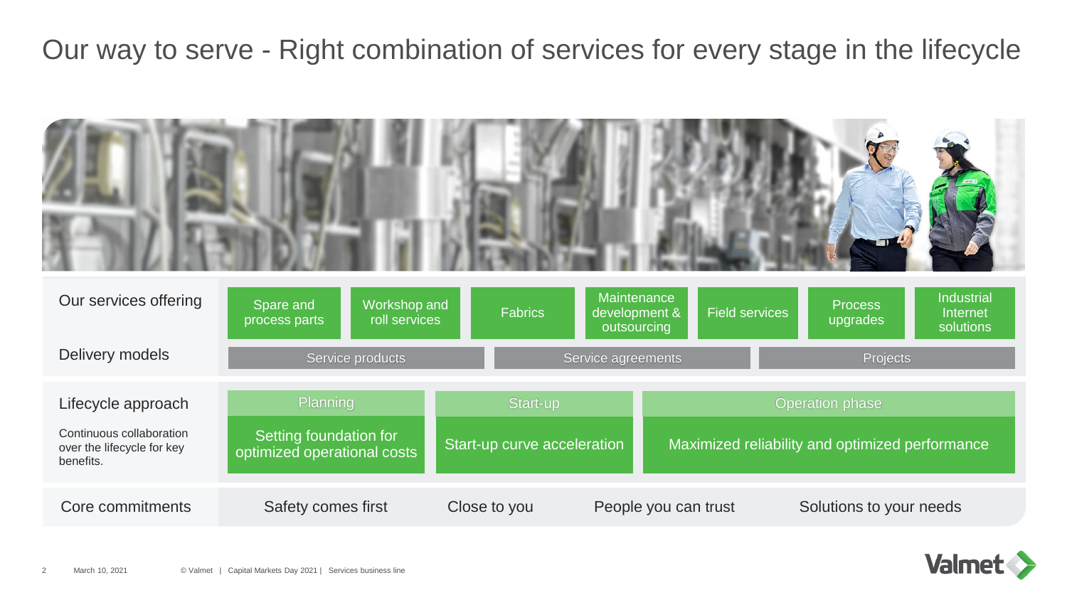# Our way to serve - Right combination of services for every stage in the lifecycle

| | | | | | | | |
|---|---|---|---|---|---|---|---|
| **Our services offering** | Spare and process parts | Workshop and roll services | Fabrics | Maintenance development & outsourcing | Field services | Process upgrades | Industrial Internet solutions |
| **Delivery models** | Service products | | Service agreements | | | Projects | |

| | | | |
|---|---|---|---|
| **Lifecycle approach** | Planning | Start-up | Operation phase |
| Continuous collaboration over the lifecycle for key benefits. | Setting foundation for optimized operational costs | Start-up curve acceleration | Maximized reliability and optimized performance |

| | | | | |
|---|---|---|---|---|
| **Core commitments** | Safety comes first | Close to you | People you can trust | Solutions to your needs |

March 10, 2021 © Valmet | Capital Markets Day 2021 | Services business line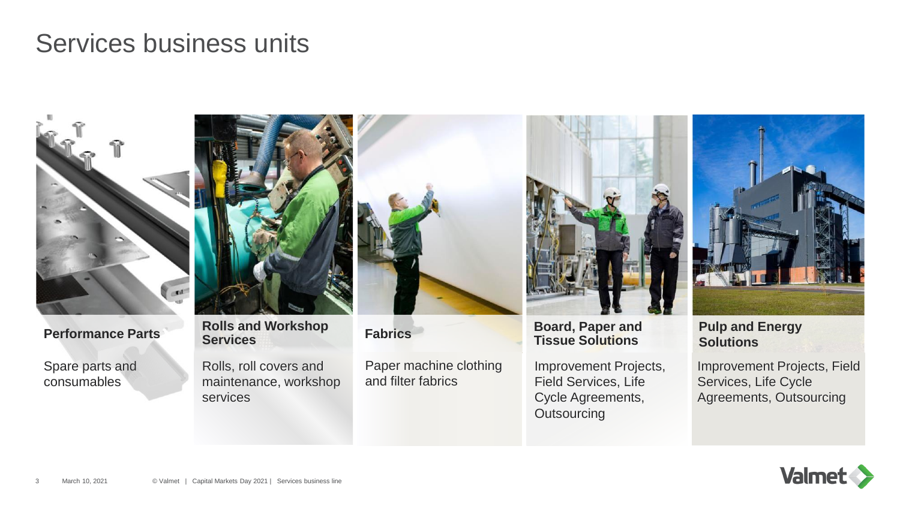# Services business units

**Performance Parts**

Spare parts and consumables

**Rolls and Workshop Services**

Rolls, roll covers and maintenance, workshop services

**Fabrics**

Paper machine clothing and filter fabrics

**Board, Paper and Tissue Solutions**

Improvement Projects, Field Services, Life Cycle Agreements, Outsourcing

**Pulp and Energy Solutions**

Improvement Projects, Field Services, Life Cycle Agreements, Outsourcing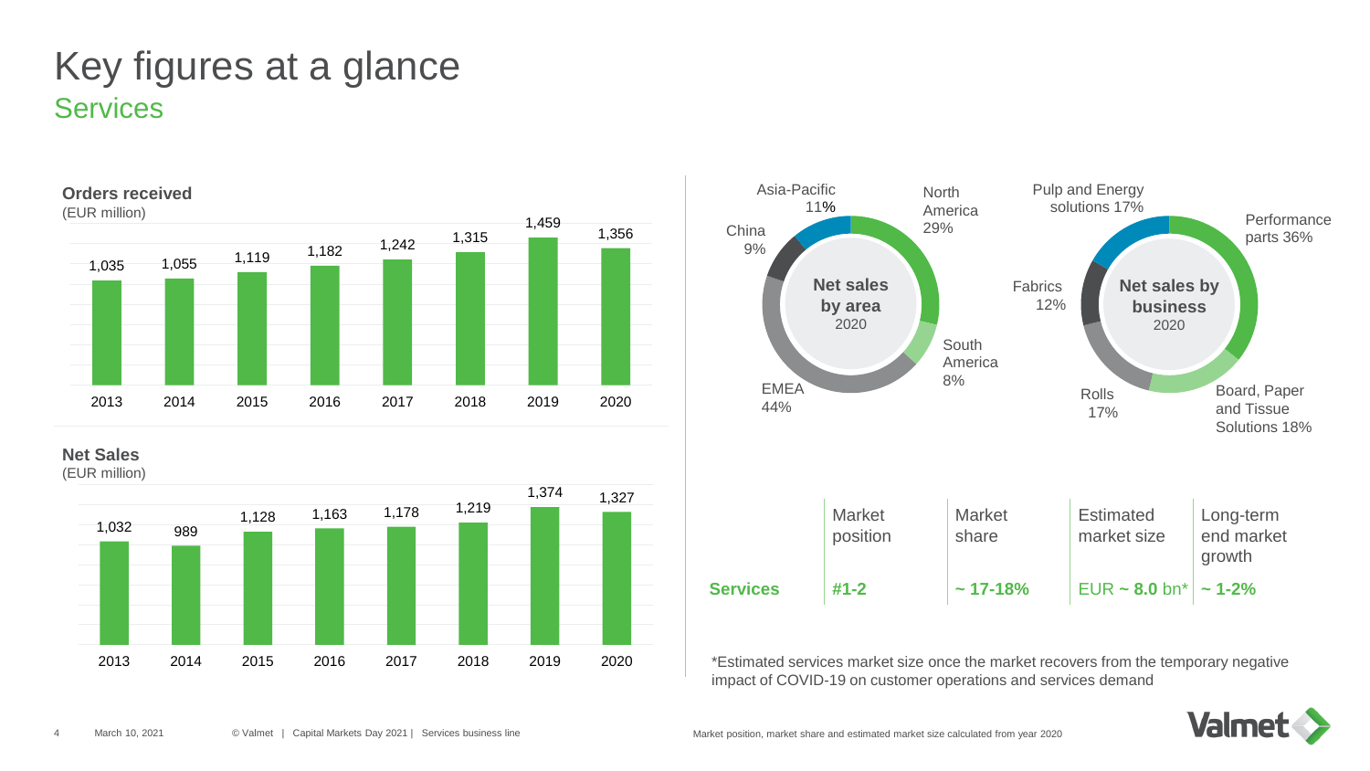# Key figures at a glance

## Services

**Orders received**
(EUR million)

| 2013 | 2014 | 2015 | 2016 | 2017 | 2018 | 2019 | 2020 |
|---|---|---|---|---|---|---|---|
| 1,035 | 1,055 | 1,119 | 1,182 | 1,242 | 1,315 | 1,459 | 1,356 |

**Net Sales**
(EUR million)

| 2013 | 2014 | 2015 | 2016 | 2017 | 2018 | 2019 | 2020 |
|---|---|---|---|---|---|---|---|
| 1,032 | 989 | 1,128 | 1,163 | 1,178 | 1,219 | 1,374 | 1,327 |

**Net sales by area** 2020

- North America 29%
- South America 8%
- EMEA 44%
- China 9%
- Asia-Pacific 11%

**Net sales by business** 2020

- Performance parts 36%
- Board, Paper and Tissue Solutions 18%
- Rolls 17%
- Fabrics 12%
- Pulp and Energy solutions 17%

| | Market position | Market share | Estimated market size | Long-term end market growth |
|---|---|---|---|---|
| **Services** | **#1-2** | **~ 17-18%** | EUR **~ 8.0** bn* | **~ 1-2%** |

*Estimated services market size once the market recovers from the temporary negative impact of COVID-19 on customer operations and services demand

Market position, market share and estimated market size calculated from year 2020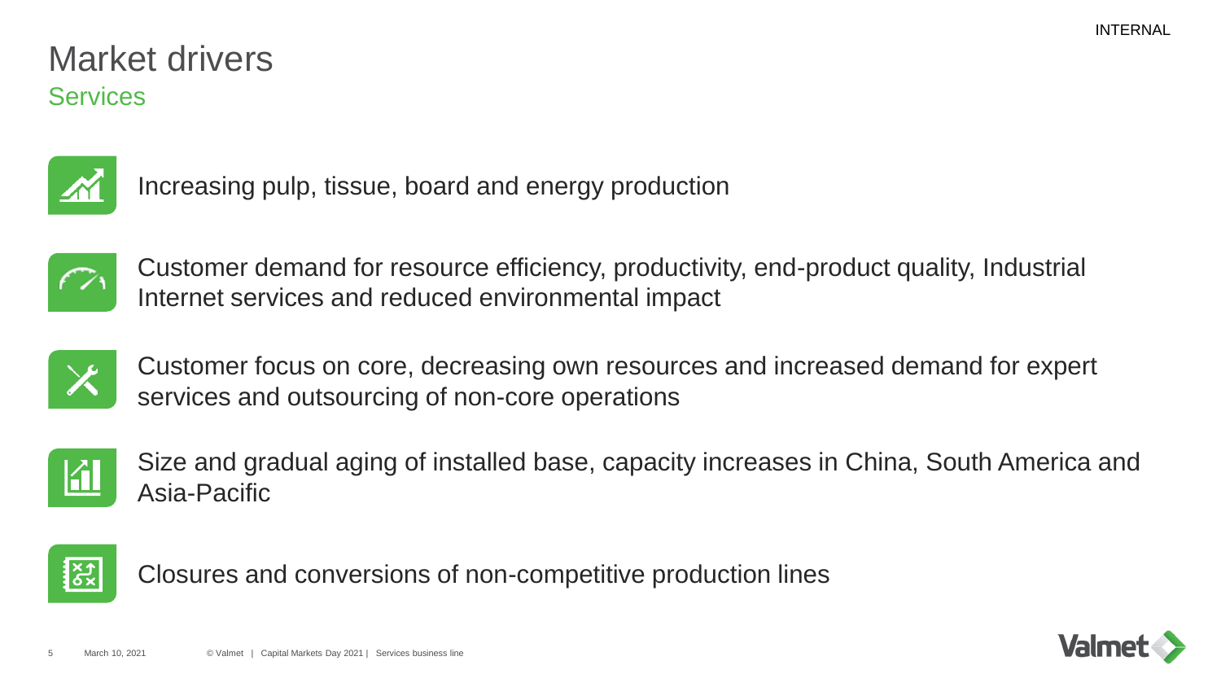# Market drivers

## Services

- Increasing pulp, tissue, board and energy production
- Customer demand for resource efficiency, productivity, end-product quality, Industrial Internet services and reduced environmental impact
- Customer focus on core, decreasing own resources and increased demand for expert services and outsourcing of non-core operations
- Size and gradual aging of installed base, capacity increases in China, South America and Asia-Pacific
- Closures and conversions of non-competitive production lines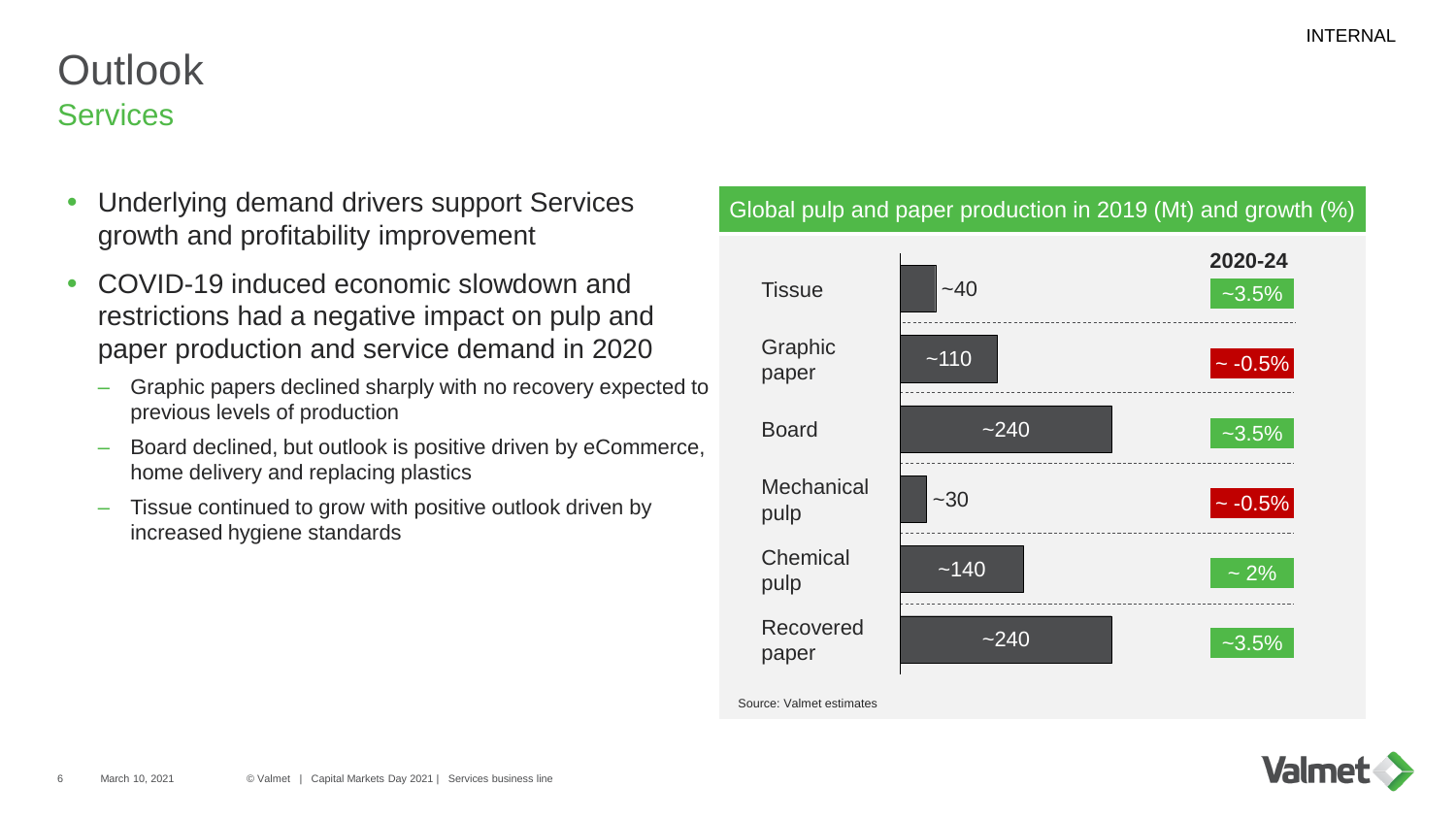# Outlook

## Services

- Underlying demand drivers support Services growth and profitability improvement
- COVID-19 induced economic slowdown and restrictions had a negative impact on pulp and paper production and service demand in 2020
  - Graphic papers declined sharply with no recovery expected to previous levels of production
  - Board declined, but outlook is positive driven by eCommerce, home delivery and replacing plastics
  - Tissue continued to grow with positive outlook driven by increased hygiene standards

**Global pulp and paper production in 2019 (Mt) and growth (%)**

| | 2019 (Mt) | 2020-24 |
|---|---|---|
| Tissue | ~40 | ~3.5% |
| Graphic paper | ~110 | ~ -0.5% |
| Board | ~240 | ~3.5% |
| Mechanical pulp | ~30 | ~ -0.5% |
| Chemical pulp | ~140 | ~ 2% |
| Recovered paper | ~240 | ~3.5% |

Source: Valmet estimates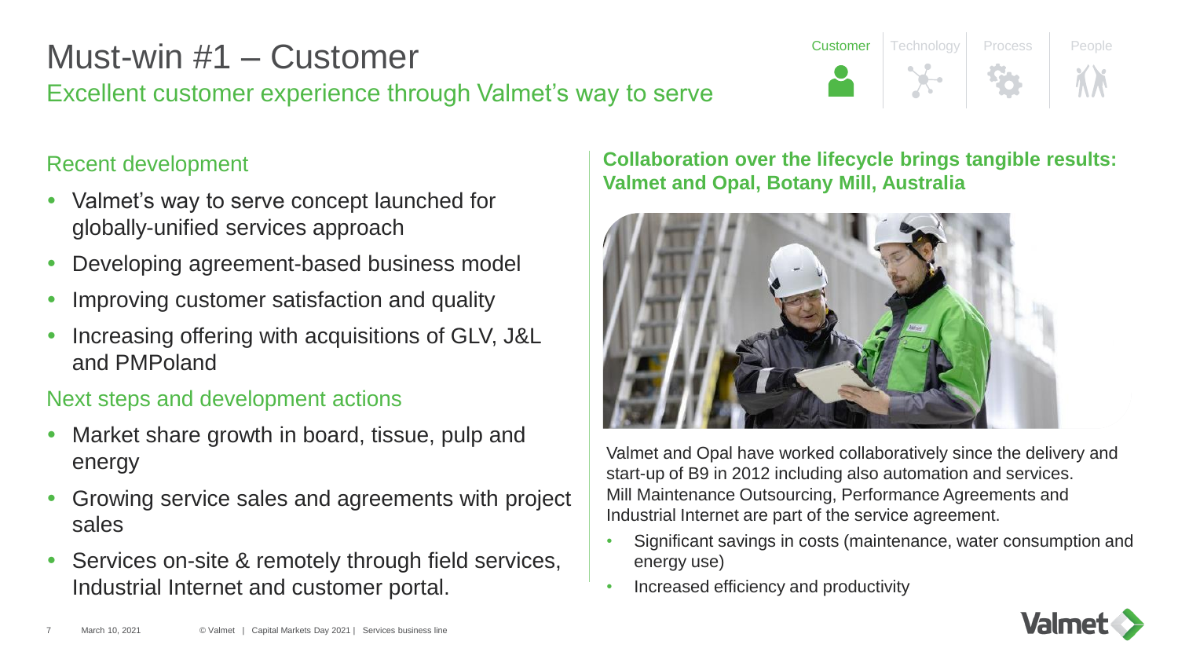# Must-win #1 – Customer

## Excellent customer experience through Valmet's way to serve

Customer | Technology | Process | People

### Recent development

- Valmet's way to serve concept launched for globally-unified services approach
- Developing agreement-based business model
- Improving customer satisfaction and quality
- Increasing offering with acquisitions of GLV, J&L and PMPoland

### Next steps and development actions

- Market share growth in board, tissue, pulp and energy
- Growing service sales and agreements with project sales
- Services on-site & remotely through field services, Industrial Internet and customer portal.

**Collaboration over the lifecycle brings tangible results: Valmet and Opal, Botany Mill, Australia**

Valmet and Opal have worked collaboratively since the delivery and start-up of B9 in 2012 including also automation and services. Mill Maintenance Outsourcing, Performance Agreements and Industrial Internet are part of the service agreement.

- Significant savings in costs (maintenance, water consumption and energy use)
- Increased efficiency and productivity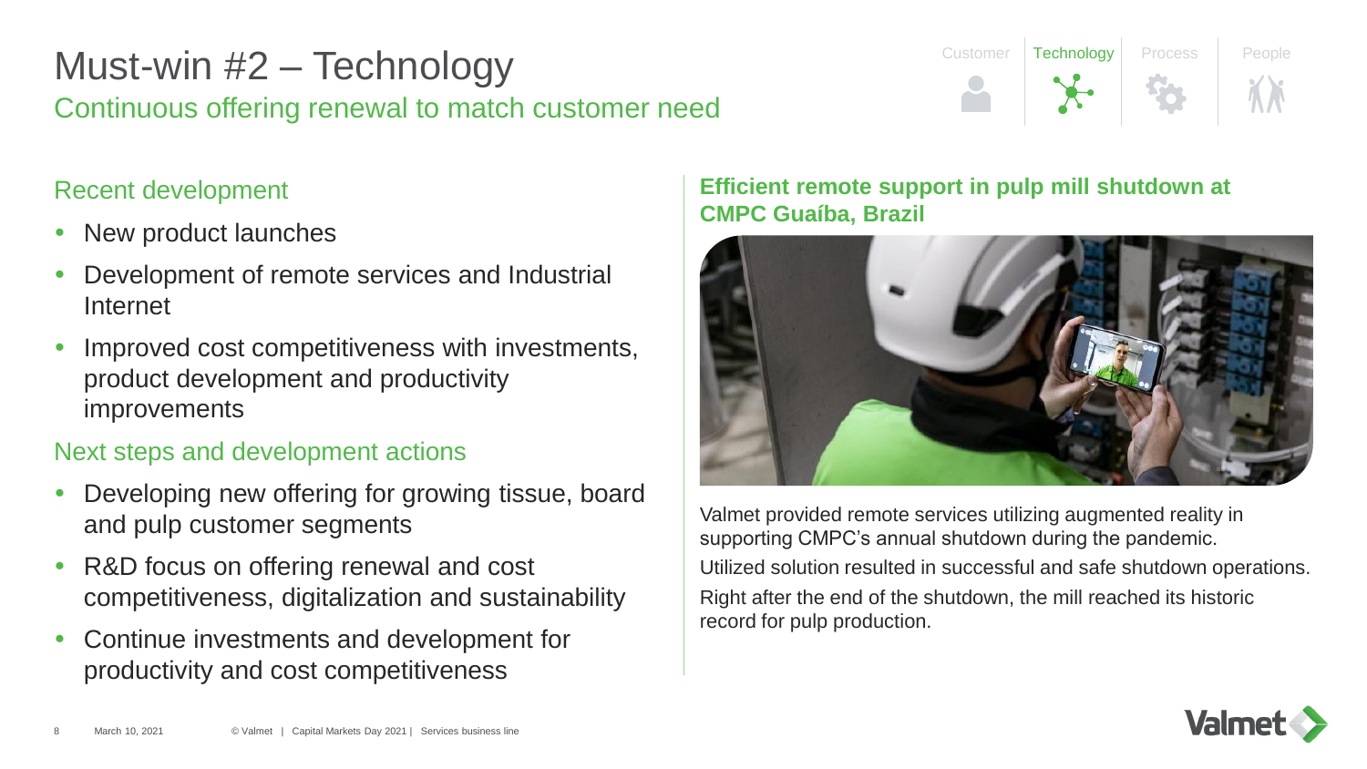# Must-win #2 – Technology

## Continuous offering renewal to match customer need

Customer | Technology | Process | People

### Recent development

- New product launches
- Development of remote services and Industrial Internet
- Improved cost competitiveness with investments, product development and productivity improvements

### Next steps and development actions

- Developing new offering for growing tissue, board and pulp customer segments
- R&D focus on offering renewal and cost competitiveness, digitalization and sustainability
- Continue investments and development for productivity and cost competitiveness

### Efficient remote support in pulp mill shutdown at CMPC Guaíba, Brazil

Valmet provided remote services utilizing augmented reality in supporting CMPC's annual shutdown during the pandemic.

Utilized solution resulted in successful and safe shutdown operations.

Right after the end of the shutdown, the mill reached its historic record for pulp production.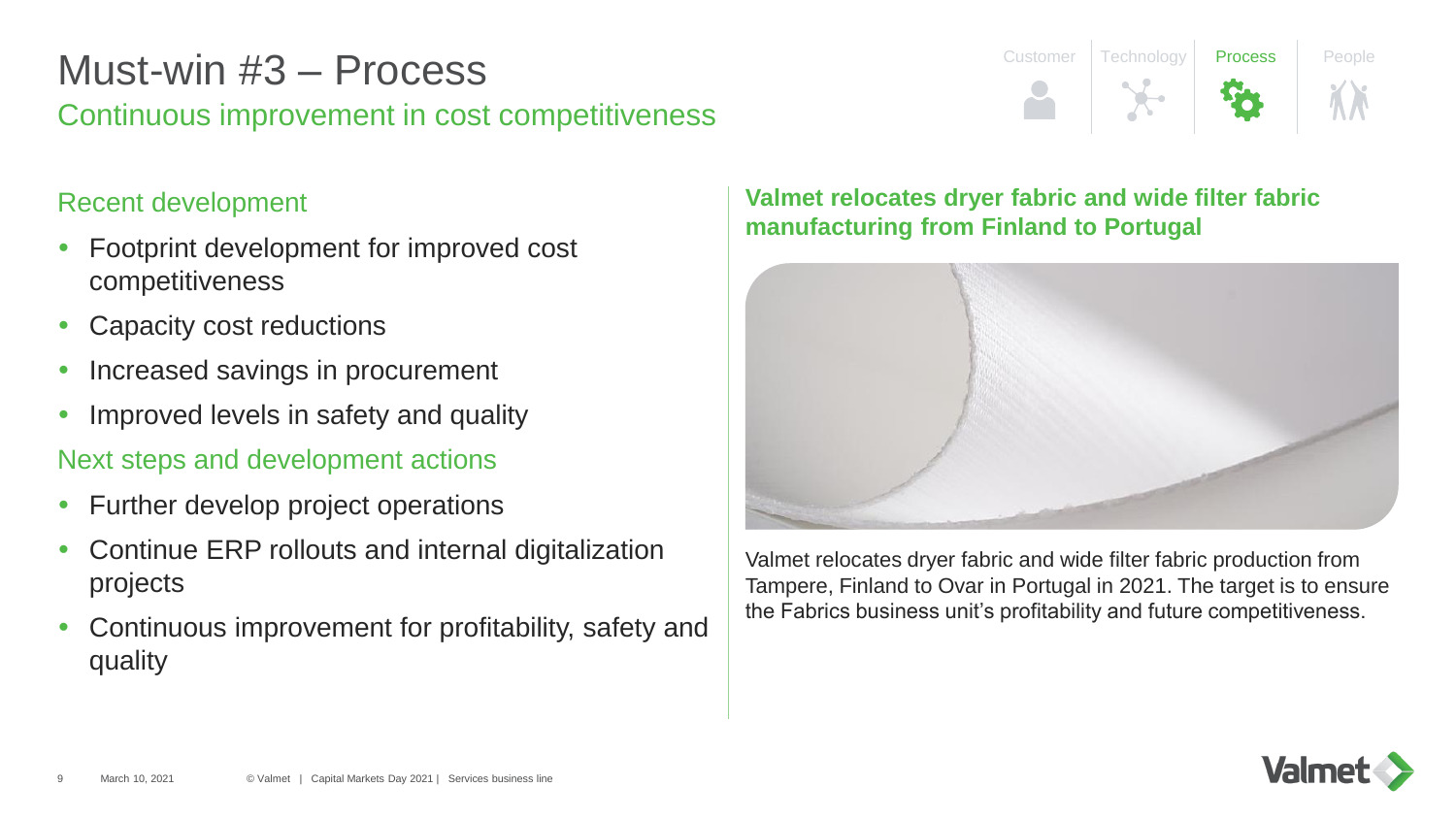# Must-win #3 – Process

## Continuous improvement in cost competitiveness

Customer | Technology | Process | People

### Recent development

- Footprint development for improved cost competitiveness
- Capacity cost reductions
- Increased savings in procurement
- Improved levels in safety and quality

### Next steps and development actions

- Further develop project operations
- Continue ERP rollouts and internal digitalization projects
- Continuous improvement for profitability, safety and quality

**Valmet relocates dryer fabric and wide filter fabric manufacturing from Finland to Portugal**

Valmet relocates dryer fabric and wide filter fabric production from Tampere, Finland to Ovar in Portugal in 2021. The target is to ensure the Fabrics business unit's profitability and future competitiveness.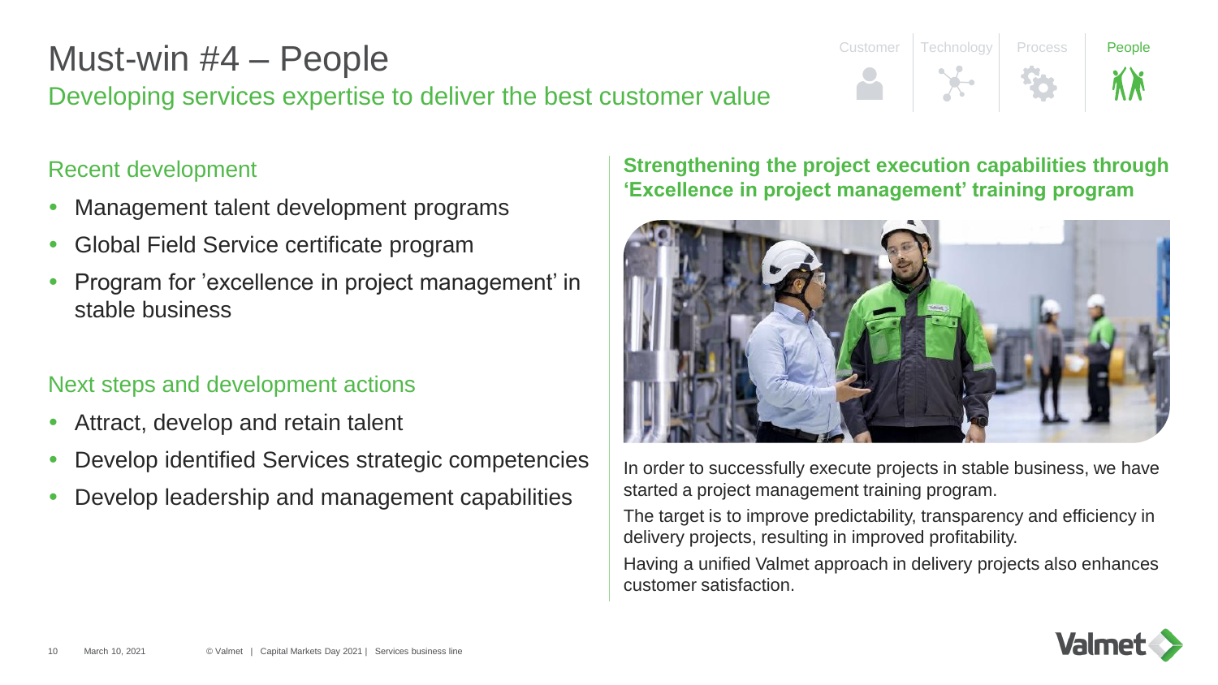# Must-win #4 – People

## Developing services expertise to deliver the best customer value

Customer | Technology | Process | People

### Recent development

- Management talent development programs
- Global Field Service certificate program
- Program for 'excellence in project management' in stable business

### Next steps and development actions

- Attract, develop and retain talent
- Develop identified Services strategic competencies
- Develop leadership and management capabilities

**Strengthening the project execution capabilities through 'Excellence in project management' training program**

In order to successfully execute projects in stable business, we have started a project management training program.

The target is to improve predictability, transparency and efficiency in delivery projects, resulting in improved profitability.

Having a unified Valmet approach in delivery projects also enhances customer satisfaction.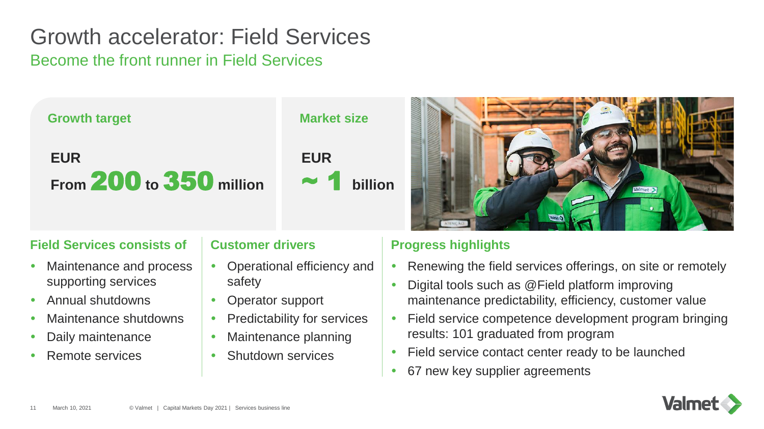# Growth accelerator: Field Services

## Become the front runner in Field Services

**Growth target**

**EUR**
**From 200 to 350 million**

**Market size**

**EUR**
**~ 1 billion**

### Field Services consists of

- Maintenance and process supporting services
- Annual shutdowns
- Maintenance shutdowns
- Daily maintenance
- Remote services

### Customer drivers

- Operational efficiency and safety
- Operator support
- Predictability for services
- Maintenance planning
- Shutdown services

### Progress highlights

- Renewing the field services offerings, on site or remotely
- Digital tools such as @Field platform improving maintenance predictability, efficiency, customer value
- Field service competence development program bringing results: 101 graduated from program
- Field service contact center ready to be launched
- 67 new key supplier agreements